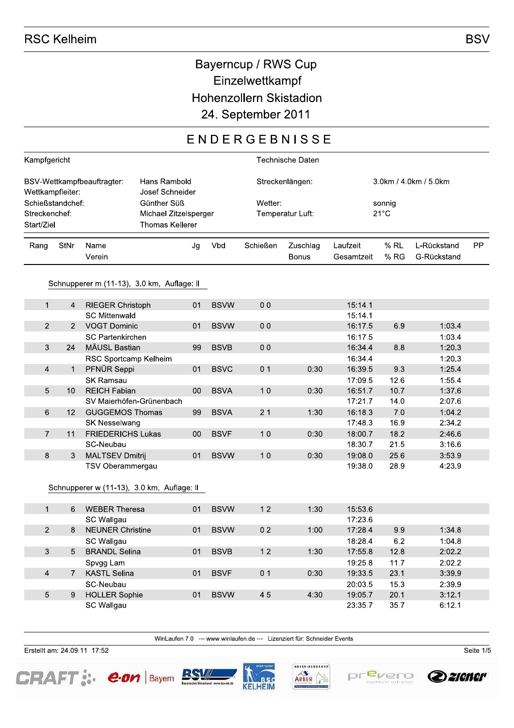# Bayerncup / RWS Cup
# Einzelwettkampf
# Hohenzollern Skistadion
# 24. September 2011

## ENDERGEBNISSE

| Kampfgericht | | Technische Daten | |
|---|---|---|---|
| BSV-Wettkampfbeauftragter: | Hans Rambold | Streckenlängen: | 3.0km / 4.0km / 5.0km |
| Wettkampfleiter: | Josef Schneider | | |
| Schießstandchef: | Günther Süß | Wetter: | sonnig |
| Streckenchef: | Michael Zitzelsperger | Temperatur Luft: | 21°C |
| Start/Ziel | Thomas Kellerer | | |

### Schnupperer m (11-13), 3.0 km, Auflage: II

| Rang | StNr | Name / Verein | Jg | Vbd | Schießen | Zuschlag / Bonus | Laufzeit / Gesamtzeit | % RL / % RG | L-Rückstand / G-Rückstand | PP |
|---|---|---|---|---|---|---|---|---|---|---|
| 1 | 4 | RIEGER Christoph | 01 | BSVW | 0 0 | | 15:14.1 | | | |
| | | SC Mittenwald | | | | | 15:14.1 | | | |
| 2 | 2 | VOGT Dominic | 01 | BSVW | 0 0 | | 16:17.5 | 6.9 | 1:03.4 | |
| | | SC Partenkirchen | | | | | 16:17.5 | | 1:03.4 | |
| 3 | 24 | MÄUSL Bastian | 99 | BSVB | 0 0 | | 16:34.4 | 8.8 | 1:20.3 | |
| | | RSC Sportcamp Kelheim | | | | | 16:34.4 | | 1:20.3 | |
| 4 | 1 | PFNÜR Seppi | 01 | BSVC | 0 1 | 0:30 | 16:39.5 | 9.3 | 1:25.4 | |
| | | SK Ramsau | | | | | 17:09.5 | 12.6 | 1:55.4 | |
| 5 | 10 | REICH Fabian | 00 | BSVA | 1 0 | 0:30 | 16:51.7 | 10.7 | 1:37.6 | |
| | | SV Maierhöfen-Grünenbach | | | | | 17:21.7 | 14.0 | 2:07.6 | |
| 6 | 12 | GUGGEMOS Thomas | 99 | BSVA | 2 1 | 1:30 | 16:18.3 | 7.0 | 1:04.2 | |
| | | SK Nesselwang | | | | | 17:48.3 | 16.9 | 2:34.2 | |
| 7 | 11 | FRIEDERICHS Lukas | 00 | BSVF | 1 0 | 0:30 | 18:00.7 | 18.2 | 2:46.6 | |
| | | SC-Neubau | | | | | 18:30.7 | 21.5 | 3:16.6 | |
| 8 | 3 | MALTSEV Dmitrij | 01 | BSVW | 1 0 | 0:30 | 19:08.0 | 25.6 | 3:53.9 | |
| | | TSV Oberammergau | | | | | 19:38.0 | 28.9 | 4:23.9 | |

### Schnupperer w (11-13), 3.0 km, Auflage: II

| Rang | StNr | Name / Verein | Jg | Vbd | Schießen | Zuschlag / Bonus | Laufzeit / Gesamtzeit | % RL / % RG | L-Rückstand / G-Rückstand | PP |
|---|---|---|---|---|---|---|---|---|---|---|
| 1 | 6 | WEBER Theresa | 01 | BSVW | 1 2 | 1:30 | 15:53.6 | | | |
| | | SC Wallgau | | | | | 17:23.6 | | | |
| 2 | 8 | NEUNER Christine | 01 | BSVW | 0 2 | 1:00 | 17:28.4 | 9.9 | 1:34.8 | |
| | | SC Wallgau | | | | | 18:28.4 | 6.2 | 1:04.8 | |
| 3 | 5 | BRANDL Selina | 01 | BSVB | 1 2 | 1:30 | 17:55.8 | 12.8 | 2:02.2 | |
| | | Spvgg Lam | | | | | 19:25.8 | 11.7 | 2:02.2 | |
| 4 | 7 | KASTL Selina | 01 | BSVF | 0 1 | 0:30 | 19:33.5 | 23.1 | 3:39.9 | |
| | | SC-Neubau | | | | | 20:03.5 | 15.3 | 2:39.9 | |
| 5 | 9 | HOLLER Sophie | 01 | BSVW | 4 5 | 4:30 | 19:05.7 | 20.1 | 3:12.1 | |
| | | SC Wallgau | | | | | 23:35.7 | 35.7 | 6:12.1 | |

WinLaufen 7.0 --- www.winlaufen.de --- Lizenziert für: Schneider Events

Erstellt am: 24.09.11 17:52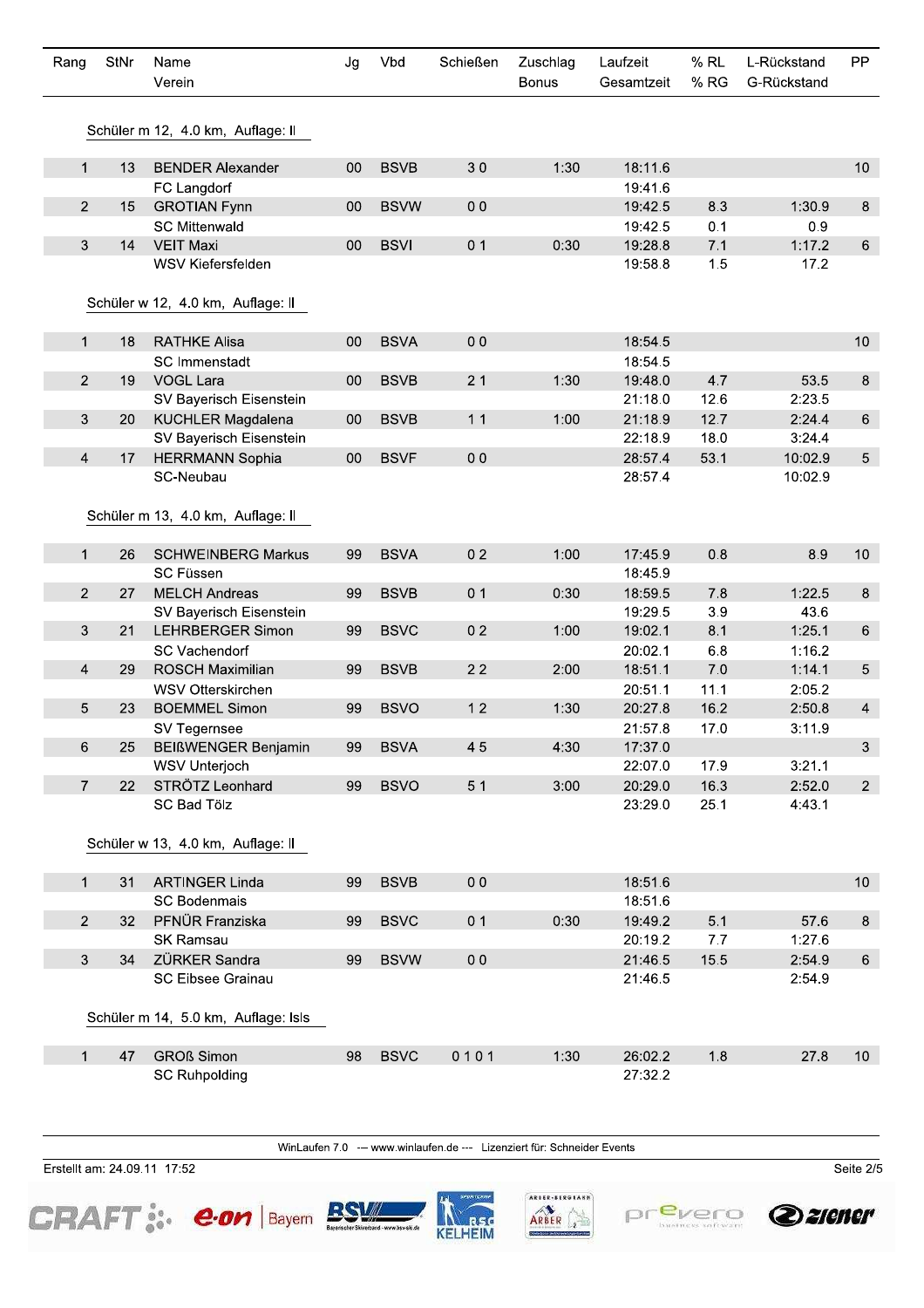| Rang | StNr | Name<br>Verein | Jg | Vbd | Schießen | Zuschlag<br>Bonus | Laufzeit<br>Gesamtzeit | % RL<br>% RG | L-Rückstand<br>G-Rückstand | PP |
|---|---|---|---|---|---|---|---|---|---|---|

**Schüler m 12, 4.0 km, Auflage: II**

| Rang | StNr | Name<br>Verein | Jg | Vbd | Schießen | Zuschlag<br>Bonus | Laufzeit<br>Gesamtzeit | % RL<br>% RG | L-Rückstand<br>G-Rückstand | PP |
|---|---|---|---|---|---|---|---|---|---|---|
| 1 | 13 | BENDER Alexander<br>FC Langdorf | 00 | BSVB | 3 0 | 1:30 | 18:11.6<br>19:41.6 | | | 10 |
| 2 | 15 | GROTIAN Fynn<br>SC Mittenwald | 00 | BSVW | 0 0 | | 19:42.5<br>19:42.5 | 8.3<br>0.1 | 1:30.9<br>0.9 | 8 |
| 3 | 14 | VEIT Maxi<br>WSV Kiefersfelden | 00 | BSVI | 0 1 | 0:30 | 19:28.8<br>19:58.8 | 7.1<br>1.5 | 1:17.2<br>17.2 | 6 |

**Schüler w 12, 4.0 km, Auflage: II**

| Rang | StNr | Name<br>Verein | Jg | Vbd | Schießen | Zuschlag<br>Bonus | Laufzeit<br>Gesamtzeit | % RL<br>% RG | L-Rückstand<br>G-Rückstand | PP |
|---|---|---|---|---|---|---|---|---|---|---|
| 1 | 18 | RATHKE Alisa<br>SC Immenstadt | 00 | BSVA | 0 0 | | 18:54.5<br>18:54.5 | | | 10 |
| 2 | 19 | VOGL Lara<br>SV Bayerisch Eisenstein | 00 | BSVB | 2 1 | 1:30 | 19:48.0<br>21:18.0 | 4.7<br>12.6 | 53.5<br>2:23.5 | 8 |
| 3 | 20 | KUCHLER Magdalena<br>SV Bayerisch Eisenstein | 00 | BSVB | 1 1 | 1:00 | 21:18.9<br>22:18.9 | 12.7<br>18.0 | 2:24.4<br>3:24.4 | 6 |
| 4 | 17 | HERRMANN Sophia<br>SC-Neubau | 00 | BSVF | 0 0 | | 28:57.4<br>28:57.4 | 53.1 | 10:02.9<br>10:02.9 | 5 |

**Schüler m 13, 4.0 km, Auflage: II**

| Rang | StNr | Name<br>Verein | Jg | Vbd | Schießen | Zuschlag<br>Bonus | Laufzeit<br>Gesamtzeit | % RL<br>% RG | L-Rückstand<br>G-Rückstand | PP |
|---|---|---|---|---|---|---|---|---|---|---|
| 1 | 26 | SCHWEINBERG Markus<br>SC Füssen | 99 | BSVA | 0 2 | 1:00 | 17:45.9<br>18:45.9 | 0.8 | 8.9 | 10 |
| 2 | 27 | MELCH Andreas<br>SV Bayerisch Eisenstein | 99 | BSVB | 0 1 | 0:30 | 18:59.5<br>19:29.5 | 7.8<br>3.9 | 1:22.5<br>43.6 | 8 |
| 3 | 21 | LEHRBERGER Simon<br>SC Vachendorf | 99 | BSVC | 0 2 | 1:00 | 19:02.1<br>20:02.1 | 8.1<br>6.8 | 1:25.1<br>1:16.2 | 6 |
| 4 | 29 | ROSCH Maximilian<br>WSV Otterskirchen | 99 | BSVB | 2 2 | 2:00 | 18:51.1<br>20:51.1 | 7.0<br>11.1 | 1:14.1<br>2:05.2 | 5 |
| 5 | 23 | BOEMMEL Simon<br>SV Tegernsee | 99 | BSVO | 1 2 | 1:30 | 20:27.8<br>21:57.8 | 16.2<br>17.0 | 2:50.8<br>3:11.9 | 4 |
| 6 | 25 | BEIßWENGER Benjamin<br>WSV Unterjoch | 99 | BSVA | 4 5 | 4:30 | 17:37.0<br>22:07.0 | <br>17.9 | <br>3:21.1 | 3 |
| 7 | 22 | STRÖTZ Leonhard<br>SC Bad Tölz | 99 | BSVO | 5 1 | 3:00 | 20:29.0<br>23:29.0 | 16.3<br>25.1 | 2:52.0<br>4:43.1 | 2 |

**Schüler w 13, 4.0 km, Auflage: II**

| Rang | StNr | Name<br>Verein | Jg | Vbd | Schießen | Zuschlag<br>Bonus | Laufzeit<br>Gesamtzeit | % RL<br>% RG | L-Rückstand<br>G-Rückstand | PP |
|---|---|---|---|---|---|---|---|---|---|---|
| 1 | 31 | ARTINGER Linda<br>SC Bodenmais | 99 | BSVB | 0 0 | | 18:51.6<br>18:51.6 | | | 10 |
| 2 | 32 | PFNÜR Franziska<br>SK Ramsau | 99 | BSVC | 0 1 | 0:30 | 19:49.2<br>20:19.2 | 5.1<br>7.7 | 57.6<br>1:27.6 | 8 |
| 3 | 34 | ZÜRKER Sandra<br>SC Eibsee Grainau | 99 | BSVW | 0 0 | | 21:46.5<br>21:46.5 | 15.5 | 2:54.9<br>2:54.9 | 6 |

**Schüler m 14, 5.0 km, Auflage: IsIs**

| Rang | StNr | Name<br>Verein | Jg | Vbd | Schießen | Zuschlag<br>Bonus | Laufzeit<br>Gesamtzeit | % RL<br>% RG | L-Rückstand<br>G-Rückstand | PP |
|---|---|---|---|---|---|---|---|---|---|---|
| 1 | 47 | GROß Simon<br>SC Ruhpolding | 98 | BSVC | 0 1 0 1 | 1:30 | 26:02.2<br>27:32.2 | 1.8 | 27.8 | 10 |

WinLaufen 7.0 --- www.winlaufen.de --- Lizenziert für: Schneider Events

Erstellt am: 24.09.11 17:52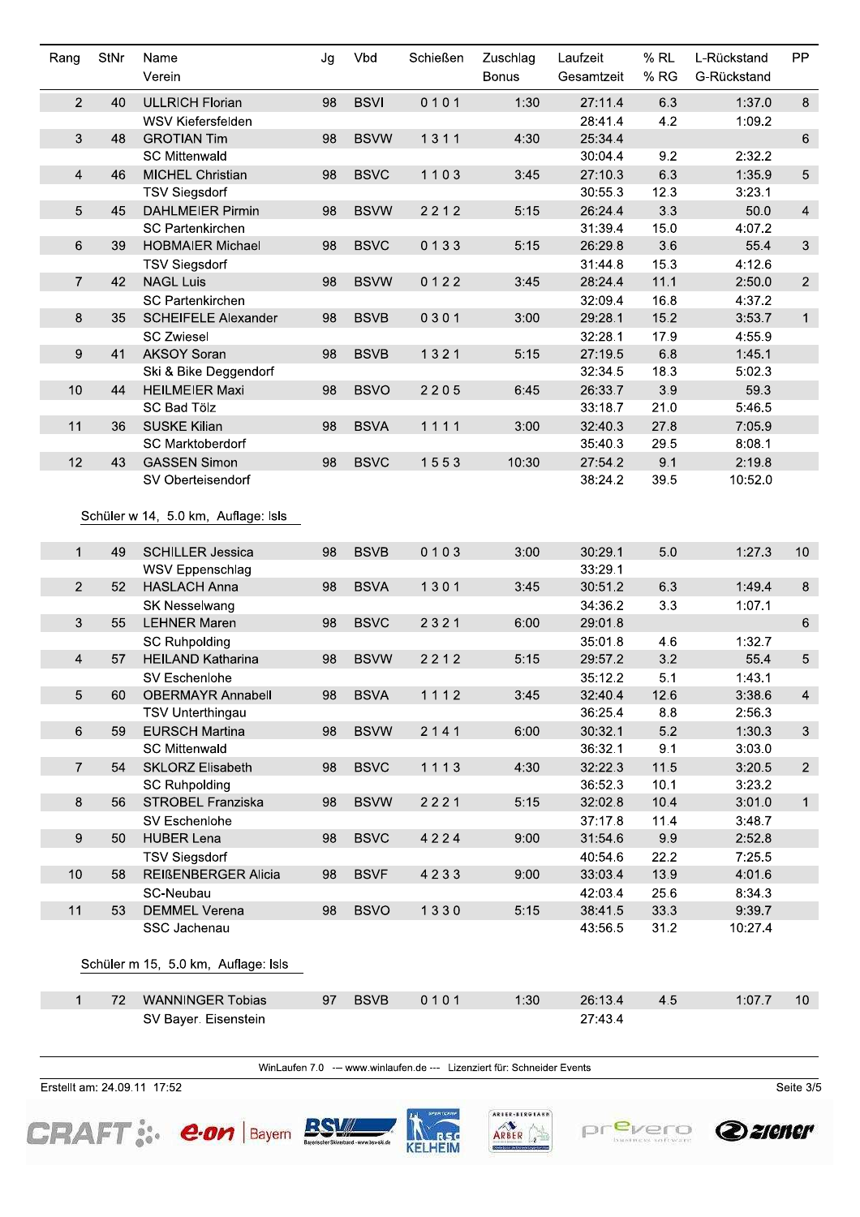| Rang | StNr | Name<br>Verein | Jg | Vbd | Schießen | Zuschlag<br>Bonus | Laufzeit<br>Gesamtzeit | % RL<br>% RG | L-Rückstand<br>G-Rückstand | PP |
|---|---|---|---|---|---|---|---|---|---|---|
| 2 | 40 | ULLRICH Florian | 98 | BSVI | 0 1 0 1 | 1:30 | 27:11.4 | 6.3 | 1:37.0 | 8 |
| | | WSV Kiefersfelden | | | | | 28:41.4 | 4.2 | 1:09.2 | |
| 3 | 48 | GROTIAN Tim | 98 | BSVW | 1 3 1 1 | 4:30 | 25:34.4 | | | 6 |
| | | SC Mittenwald | | | | | 30:04.4 | 9.2 | 2:32.2 | |
| 4 | 46 | MICHEL Christian | 98 | BSVC | 1 1 0 3 | 3:45 | 27:10.3 | 6.3 | 1:35.9 | 5 |
| | | TSV Siegsdorf | | | | | 30:55.3 | 12.3 | 3:23.1 | |
| 5 | 45 | DAHLMEIER Pirmin | 98 | BSVW | 2 2 1 2 | 5:15 | 26:24.4 | 3.3 | 50.0 | 4 |
| | | SC Partenkirchen | | | | | 31:39.4 | 15.0 | 4:07.2 | |
| 6 | 39 | HOBMAIER Michael | 98 | BSVC | 0 1 3 3 | 5:15 | 26:29.8 | 3.6 | 55.4 | 3 |
| | | TSV Siegsdorf | | | | | 31:44.8 | 15.3 | 4:12.6 | |
| 7 | 42 | NAGL Luis | 98 | BSVW | 0 1 2 2 | 3:45 | 28:24.4 | 11.1 | 2:50.0 | 2 |
| | | SC Partenkirchen | | | | | 32:09.4 | 16.8 | 4:37.2 | |
| 8 | 35 | SCHEIFELE Alexander | 98 | BSVB | 0 3 0 1 | 3:00 | 29:28.1 | 15.2 | 3:53.7 | 1 |
| | | SC Zwiesel | | | | | 32:28.1 | 17.9 | 4:55.9 | |
| 9 | 41 | AKSOY Soran | 98 | BSVB | 1 3 2 1 | 5:15 | 27:19.5 | 6.8 | 1:45.1 | |
| | | Ski & Bike Deggendorf | | | | | 32:34.5 | 18.3 | 5:02.3 | |
| 10 | 44 | HEILMEIER Maxi | 98 | BSVO | 2 2 0 5 | 6:45 | 26:33.7 | 3.9 | 59.3 | |
| | | SC Bad Tölz | | | | | 33:18.7 | 21.0 | 5:46.5 | |
| 11 | 36 | SUSKE Kilian | 98 | BSVA | 1 1 1 1 | 3:00 | 32:40.3 | 27.8 | 7:05.9 | |
| | | SC Marktoberdorf | | | | | 35:40.3 | 29.5 | 8:08.1 | |
| 12 | 43 | GASSEN Simon | 98 | BSVC | 1 5 5 3 | 10:30 | 27:54.2 | 9.1 | 2:19.8 | |
| | | SV Oberteisendorf | | | | | 38:24.2 | 39.5 | 10:52.0 | |

Schüler w 14, 5.0 km, Auflage: lsls

| Rang | StNr | Name<br>Verein | Jg | Vbd | Schießen | Zuschlag<br>Bonus | Laufzeit<br>Gesamtzeit | % RL<br>% RG | L-Rückstand<br>G-Rückstand | PP |
|---|---|---|---|---|---|---|---|---|---|---|
| 1 | 49 | SCHILLER Jessica | 98 | BSVB | 0 1 0 3 | 3:00 | 30:29.1 | 5.0 | 1:27.3 | 10 |
| | | WSV Eppenschlag | | | | | 33:29.1 | | | |
| 2 | 52 | HASLACH Anna | 98 | BSVA | 1 3 0 1 | 3:45 | 30:51.2 | 6.3 | 1:49.4 | 8 |
| | | SK Nesselwang | | | | | 34:36.2 | 3.3 | 1:07.1 | |
| 3 | 55 | LEHNER Maren | 98 | BSVC | 2 3 2 1 | 6:00 | 29:01.8 | | | 6 |
| | | SC Ruhpolding | | | | | 35:01.8 | 4.6 | 1:32.7 | |
| 4 | 57 | HEILAND Katharina | 98 | BSVW | 2 2 1 2 | 5:15 | 29:57.2 | 3.2 | 55.4 | 5 |
| | | SV Eschenlohe | | | | | 35:12.2 | 5.1 | 1:43.1 | |
| 5 | 60 | OBERMAYR Annabell | 98 | BSVA | 1 1 1 2 | 3:45 | 32:40.4 | 12.6 | 3:38.6 | 4 |
| | | TSV Unterthingau | | | | | 36:25.4 | 8.8 | 2:56.3 | |
| 6 | 59 | EURSCH Martina | 98 | BSVW | 2 1 4 1 | 6:00 | 30:32.1 | 5.2 | 1:30.3 | 3 |
| | | SC Mittenwald | | | | | 36:32.1 | 9.1 | 3:03.0 | |
| 7 | 54 | SKLORZ Elisabeth | 98 | BSVC | 1 1 1 3 | 4:30 | 32:22.3 | 11.5 | 3:20.5 | 2 |
| | | SC Ruhpolding | | | | | 36:52.3 | 10.1 | 3:23.2 | |
| 8 | 56 | STROBEL Franziska | 98 | BSVW | 2 2 2 1 | 5:15 | 32:02.8 | 10.4 | 3:01.0 | 1 |
| | | SV Eschenlohe | | | | | 37:17.8 | 11.4 | 3:48.7 | |
| 9 | 50 | HUBER Lena | 98 | BSVC | 4 2 2 4 | 9:00 | 31:54.6 | 9.9 | 2:52.8 | |
| | | TSV Siegsdorf | | | | | 40:54.6 | 22.2 | 7:25.5 | |
| 10 | 58 | REIßENBERGER Alicia | 98 | BSVF | 4 2 3 3 | 9:00 | 33:03.4 | 13.9 | 4:01.6 | |
| | | SC-Neubau | | | | | 42:03.4 | 25.6 | 8:34.3 | |
| 11 | 53 | DEMMEL Verena | 98 | BSVO | 1 3 3 0 | 5:15 | 38:41.5 | 33.3 | 9:39.7 | |
| | | SSC Jachenau | | | | | 43:56.5 | 31.2 | 10:27.4 | |

Schüler m 15, 5.0 km, Auflage: lsls

| Rang | StNr | Name<br>Verein | Jg | Vbd | Schießen | Zuschlag<br>Bonus | Laufzeit<br>Gesamtzeit | % RL<br>% RG | L-Rückstand<br>G-Rückstand | PP |
|---|---|---|---|---|---|---|---|---|---|---|
| 1 | 72 | WANNINGER Tobias | 97 | BSVB | 0 1 0 1 | 1:30 | 26:13.4 | 4.5 | 1:07.7 | 10 |
| | | SV Bayer. Eisenstein | | | | | 27:43.4 | | | |

WinLaufen 7.0 --- www.winlaufen.de --- Lizenziert für: Schneider Events

Erstellt am: 24.09.11 17:52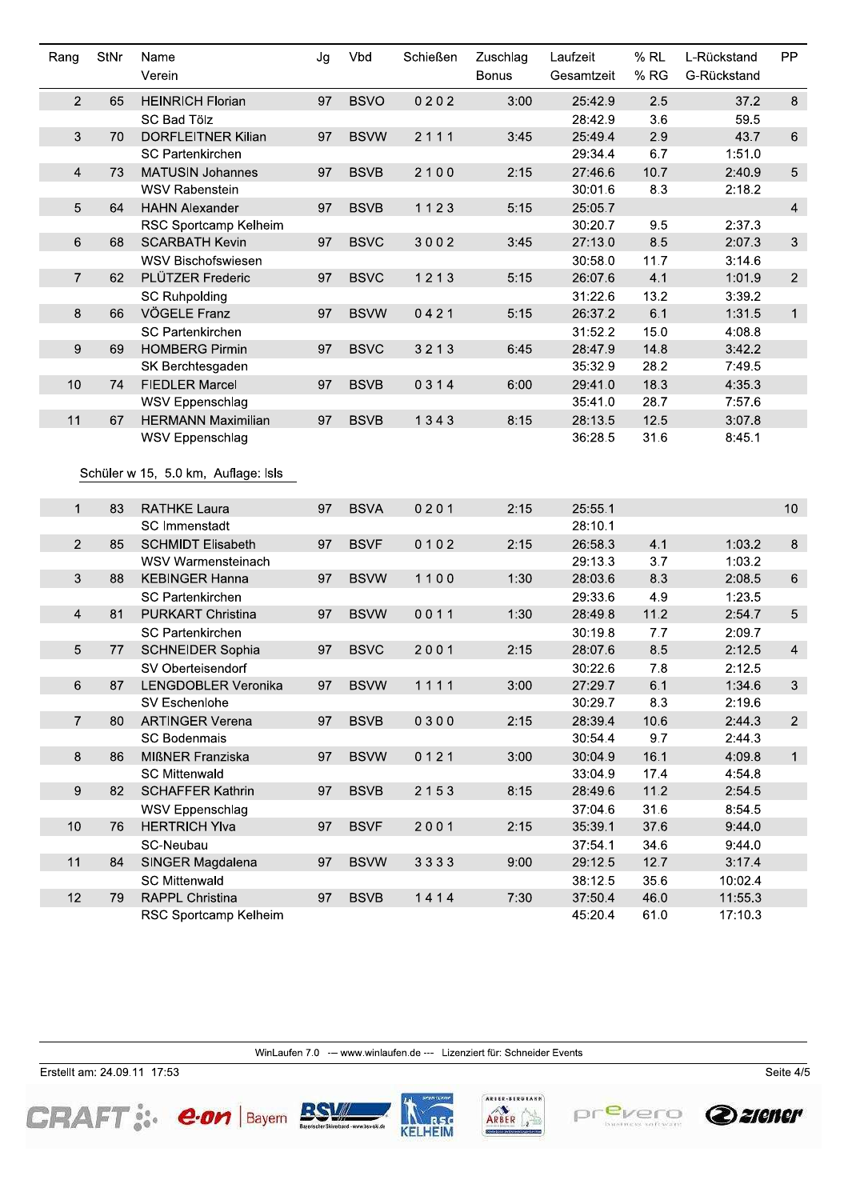| Rang | StNr | Name<br>Verein | Jg | Vbd | Schießen | Zuschlag<br>Bonus | Laufzeit<br>Gesamtzeit | % RL<br>% RG | L-Rückstand<br>G-Rückstand | PP |
|---|---|---|---|---|---|---|---|---|---|---|
| 2 | 65 | HEINRICH Florian | 97 | BSVO | 0 2 0 2 | 3:00 | 25:42.9 | 2.5 | 37.2 | 8 |
| | | SC Bad Tölz | | | | | 28:42.9 | 3.6 | 59.5 | |
| 3 | 70 | DORFLEITNER Kilian | 97 | BSVW | 2 1 1 1 | 3:45 | 25:49.4 | 2.9 | 43.7 | 6 |
| | | SC Partenkirchen | | | | | 29:34.4 | 6.7 | 1:51.0 | |
| 4 | 73 | MATUSIN Johannes | 97 | BSVB | 2 1 0 0 | 2:15 | 27:46.6 | 10.7 | 2:40.9 | 5 |
| | | WSV Rabenstein | | | | | 30:01.6 | 8.3 | 2:18.2 | |
| 5 | 64 | HAHN Alexander | 97 | BSVB | 1 1 2 3 | 5:15 | 25:05.7 | | | 4 |
| | | RSC Sportcamp Kelheim | | | | | 30:20.7 | 9.5 | 2:37.3 | |
| 6 | 68 | SCARBATH Kevin | 97 | BSVC | 3 0 0 2 | 3:45 | 27:13.0 | 8.5 | 2:07.3 | 3 |
| | | WSV Bischofswiesen | | | | | 30:58.0 | 11.7 | 3:14.6 | |
| 7 | 62 | PLÜTZER Frederic | 97 | BSVC | 1 2 1 3 | 5:15 | 26:07.6 | 4.1 | 1:01.9 | 2 |
| | | SC Ruhpolding | | | | | 31:22.6 | 13.2 | 3:39.2 | |
| 8 | 66 | VÖGELE Franz | 97 | BSVW | 0 4 2 1 | 5:15 | 26:37.2 | 6.1 | 1:31.5 | 1 |
| | | SC Partenkirchen | | | | | 31:52.2 | 15.0 | 4:08.8 | |
| 9 | 69 | HOMBERG Pirmin | 97 | BSVC | 3 2 1 3 | 6:45 | 28:47.9 | 14.8 | 3:42.2 | |
| | | SK Berchtesgaden | | | | | 35:32.9 | 28.2 | 7:49.5 | |
| 10 | 74 | FIEDLER Marcel | 97 | BSVB | 0 3 1 4 | 6:00 | 29:41.0 | 18.3 | 4:35.3 | |
| | | WSV Eppenschlag | | | | | 35:41.0 | 28.7 | 7:57.6 | |
| 11 | 67 | HERMANN Maximilian | 97 | BSVB | 1 3 4 3 | 8:15 | 28:13.5 | 12.5 | 3:07.8 | |
| | | WSV Eppenschlag | | | | | 36:28.5 | 31.6 | 8:45.1 | |

Schüler w 15, 5.0 km, Auflage: lsls

| Rang | StNr | Name<br>Verein | Jg | Vbd | Schießen | Zuschlag<br>Bonus | Laufzeit<br>Gesamtzeit | % RL<br>% RG | L-Rückstand<br>G-Rückstand | PP |
|---|---|---|---|---|---|---|---|---|---|---|
| 1 | 83 | RATHKE Laura | 97 | BSVA | 0 2 0 1 | 2:15 | 25:55.1 | | | 10 |
| | | SC Immenstadt | | | | | 28:10.1 | | | |
| 2 | 85 | SCHMIDT Elisabeth | 97 | BSVF | 0 1 0 2 | 2:15 | 26:58.3 | 4.1 | 1:03.2 | 8 |
| | | WSV Warmensteinach | | | | | 29:13.3 | 3.7 | 1:03.2 | |
| 3 | 88 | KEBINGER Hanna | 97 | BSVW | 1 1 0 0 | 1:30 | 28:03.6 | 8.3 | 2:08.5 | 6 |
| | | SC Partenkirchen | | | | | 29:33.6 | 4.9 | 1:23.5 | |
| 4 | 81 | PURKART Christina | 97 | BSVW | 0 0 1 1 | 1:30 | 28:49.8 | 11.2 | 2:54.7 | 5 |
| | | SC Partenkirchen | | | | | 30:19.8 | 7.7 | 2:09.7 | |
| 5 | 77 | SCHNEIDER Sophia | 97 | BSVC | 2 0 0 1 | 2:15 | 28:07.6 | 8.5 | 2:12.5 | 4 |
| | | SV Oberteisendorf | | | | | 30:22.6 | 7.8 | 2:12.5 | |
| 6 | 87 | LENGDOBLER Veronika | 97 | BSVW | 1 1 1 1 | 3:00 | 27:29.7 | 6.1 | 1:34.6 | 3 |
| | | SV Eschenlohe | | | | | 30:29.7 | 8.3 | 2:19.6 | |
| 7 | 80 | ARTINGER Verena | 97 | BSVB | 0 3 0 0 | 2:15 | 28:39.4 | 10.6 | 2:44.3 | 2 |
| | | SC Bodenmais | | | | | 30:54.4 | 9.7 | 2:44.3 | |
| 8 | 86 | MIßNER Franziska | 97 | BSVW | 0 1 2 1 | 3:00 | 30:04.9 | 16.1 | 4:09.8 | 1 |
| | | SC Mittenwald | | | | | 33:04.9 | 17.4 | 4:54.8 | |
| 9 | 82 | SCHAFFER Kathrin | 97 | BSVB | 2 1 5 3 | 8:15 | 28:49.6 | 11.2 | 2:54.5 | |
| | | WSV Eppenschlag | | | | | 37:04.6 | 31.6 | 8:54.5 | |
| 10 | 76 | HERTRICH Ylva | 97 | BSVF | 2 0 0 1 | 2:15 | 35:39.1 | 37.6 | 9:44.0 | |
| | | SC-Neubau | | | | | 37:54.1 | 34.6 | 9:44.0 | |
| 11 | 84 | SINGER Magdalena | 97 | BSVW | 3 3 3 3 | 9:00 | 29:12.5 | 12.7 | 3:17.4 | |
| | | SC Mittenwald | | | | | 38:12.5 | 35.6 | 10:02.4 | |
| 12 | 79 | RAPPL Christina | 97 | BSVB | 1 4 1 4 | 7:30 | 37:50.4 | 46.0 | 11:55.3 | |
| | | RSC Sportcamp Kelheim | | | | | 45:20.4 | 61.0 | 17:10.3 | |

WinLaufen 7.0 --- www.winlaufen.de --- Lizenziert für: Schneider Events

Erstellt am: 24.09.11 17:53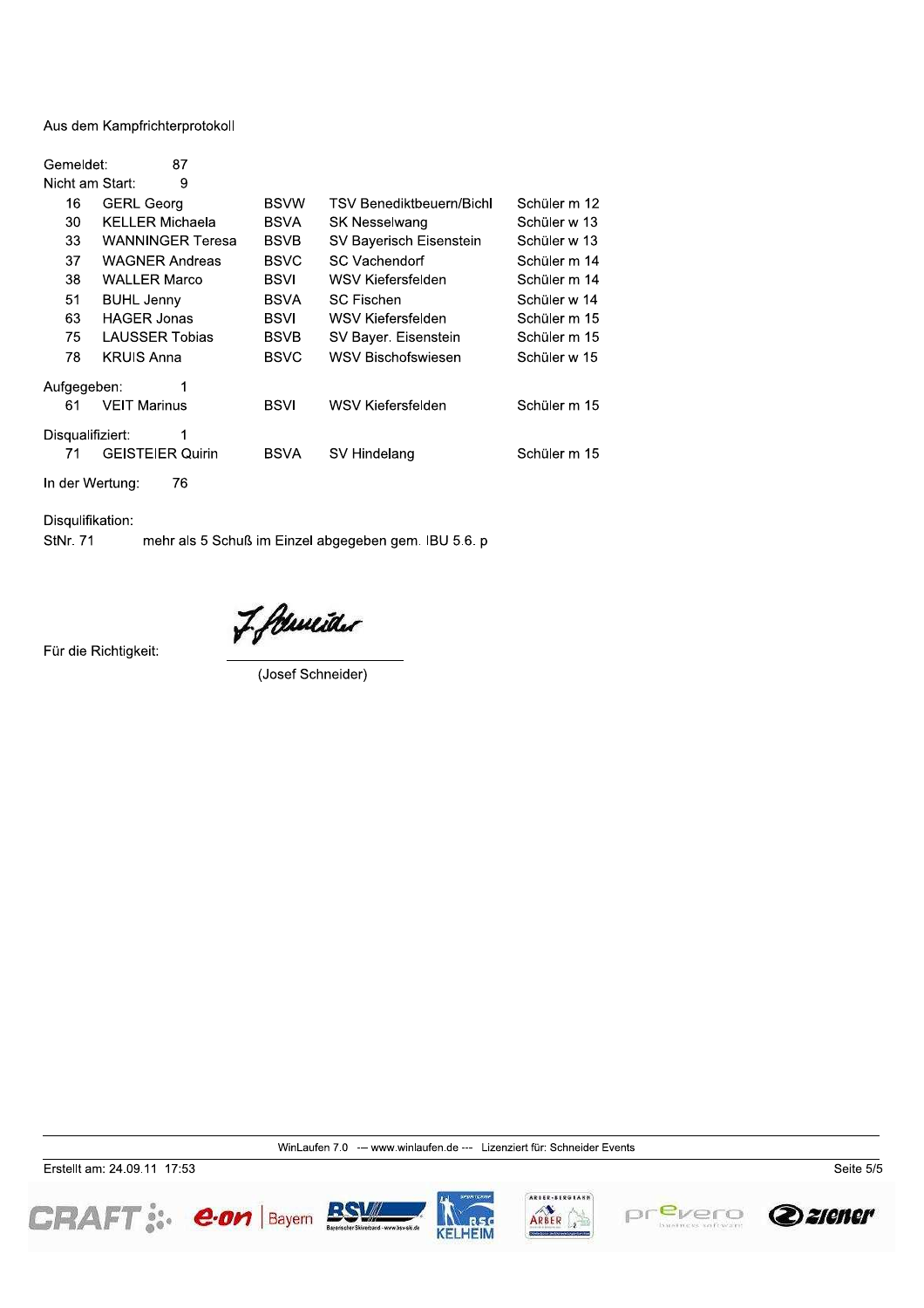Aus dem Kampfrichterprotokoll

Gemeldet: 87

Nicht am Start: 9

| | | | | |
|---|---|---|---|---|
| 16 | GERL Georg | BSVW | TSV Benediktbeuern/Bichl | Schüler m 12 |
| 30 | KELLER Michaela | BSVA | SK Nesselwang | Schüler w 13 |
| 33 | WANNINGER Teresa | BSVB | SV Bayerisch Eisenstein | Schüler w 13 |
| 37 | WAGNER Andreas | BSVC | SC Vachendorf | Schüler m 14 |
| 38 | WALLER Marco | BSVI | WSV Kiefersfelden | Schüler m 14 |
| 51 | BUHL Jenny | BSVA | SC Fischen | Schüler w 14 |
| 63 | HAGER Jonas | BSVI | WSV Kiefersfelden | Schüler m 15 |
| 75 | LAUSSER Tobias | BSVB | SV Bayer. Eisenstein | Schüler m 15 |
| 78 | KRUIS Anna | BSVC | WSV Bischofswiesen | Schüler w 15 |

Aufgegeben: 1

| | | | | |
|---|---|---|---|---|
| 61 | VEIT Marinus | BSVI | WSV Kiefersfelden | Schüler m 15 |

Disqualifiziert: 1

| | | | | |
|---|---|---|---|---|
| 71 | GEISTEIER Quirin | BSVA | SV Hindelang | Schüler m 15 |

In der Wertung: 76

Disqulifikation:

StNr. 71 mehr als 5 Schuß im Einzel abgegeben gem. IBU 5.6. p

Für die Richtigkeit:

(Josef Schneider)

WinLaufen 7.0 --- www.winlaufen.de --- Lizenziert für: Schneider Events

Erstellt am: 24.09.11 17:53